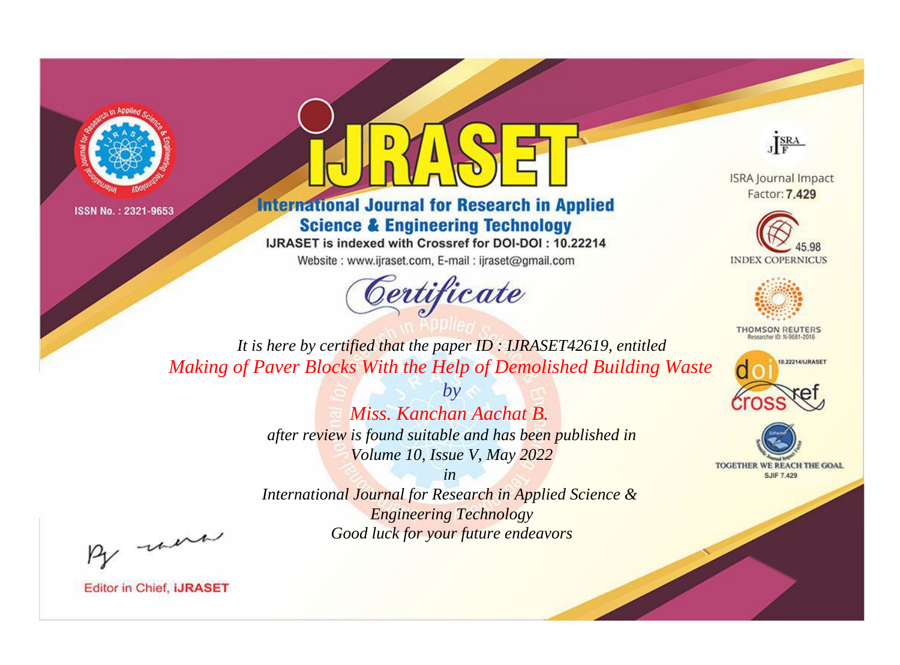ISSN No. : 2321-9653

# IJRASET

## International Journal for Research in Applied Science & Engineering Technology

IJRASET is indexed with Crossref for DOI-DOI : 10.22214

Website : www.ijraset.com, E-mail : ijraset@gmail.com

ISRA Journal Impact Factor: **7.429**

45.98 INDEX COPERNICUS

THOMSON REUTERS Researcher ID: N-9681-2016

10.22214/IJRASET

TOGETHER WE REACH THE GOAL SJIF 7.429

# *Certificate*

*It is here by certified that the paper ID : IJRASET42619, entitled*

*Making of Paver Blocks With the Help of Demolished Building Waste*

*by*

*Miss. Kanchan Aachat B.*

*after review is found suitable and has been published in*

*Volume 10, Issue V, May 2022*

*in*

*International Journal for Research in Applied Science & Engineering Technology*

*Good luck for your future endeavors*

Editor in Chief, **IJRASET**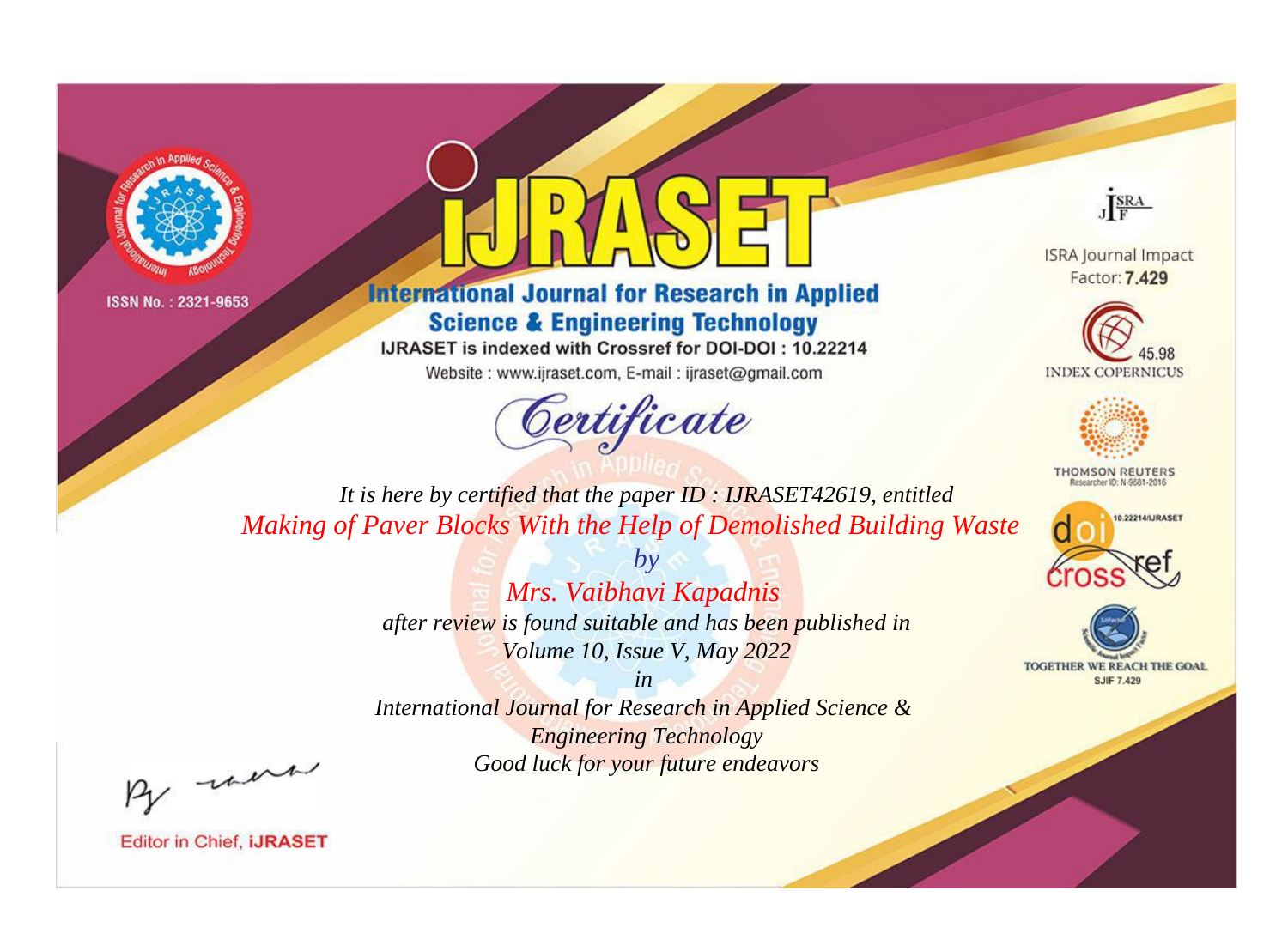ISSN No. : 2321-9653

# iJRASET

## International Journal for Research in Applied Science & Engineering Technology

IJRASET is indexed with Crossref for DOI-DOI : 10.22214

Website : www.ijraset.com, E-mail : ijraset@gmail.com

ISRA Journal Impact Factor: **7.429**

45.98 INDEX COPERNICUS

THOMSON REUTERS Researcher ID: N-9681-2016

10.22214/IJRASET

TOGETHER WE REACH THE GOAL SJIF 7.429

# *Certificate*

*It is here by certified that the paper ID : IJRASET42619, entitled*

*Making of Paver Blocks With the Help of Demolished Building Waste*

*by*

*Mrs. Vaibhavi Kapadnis*

*after review is found suitable and has been published in*

*Volume 10, Issue V, May 2022*

*in*

*International Journal for Research in Applied Science & Engineering Technology*

*Good luck for your future endeavors*

Editor in Chief, **iJRASET**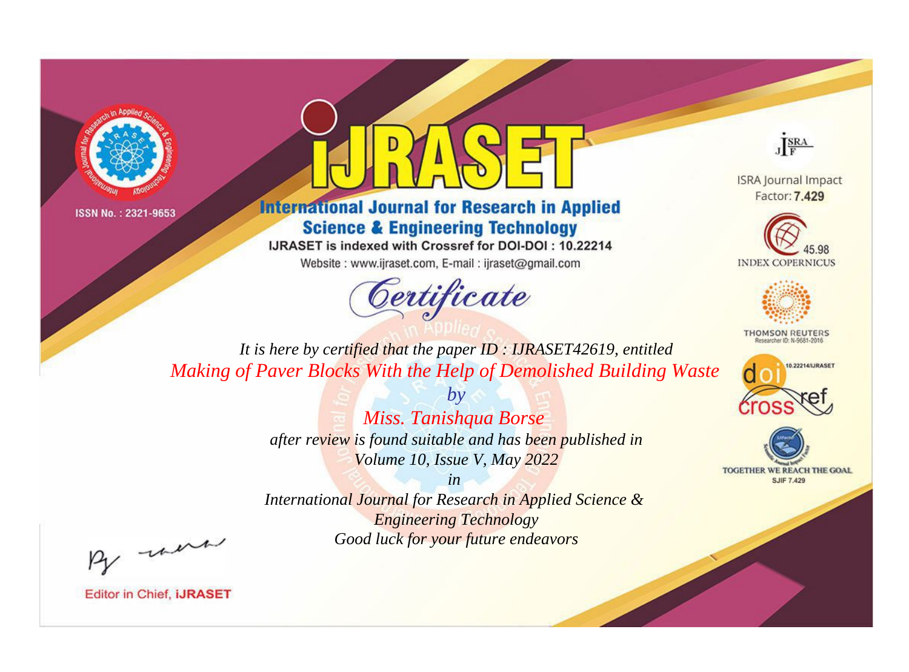ISSN No. : 2321-9653

# iJRASET

## International Journal for Research in Applied Science & Engineering Technology

IJRASET is indexed with Crossref for DOI-DOI : 10.22214

Website : www.ijraset.com, E-mail : ijraset@gmail.com

*Certificate*

*It is here by certified that the paper ID : IJRASET42619, entitled*

*Making of Paver Blocks With the Help of Demolished Building Waste*

*by*

*Miss. Tanishqua Borse*

*after review is found suitable and has been published in*

*Volume 10, Issue V, May 2022*

*in*

*International Journal for Research in Applied Science & Engineering Technology*

*Good luck for your future endeavors*

ISRA Journal Impact Factor: **7.429**

45.98 INDEX COPERNICUS

THOMSON REUTERS Researcher ID: N-9681-2016

10.22214/IJRASET

TOGETHER WE REACH THE GOAL SJIF 7.429

Editor in Chief, **iJRASET**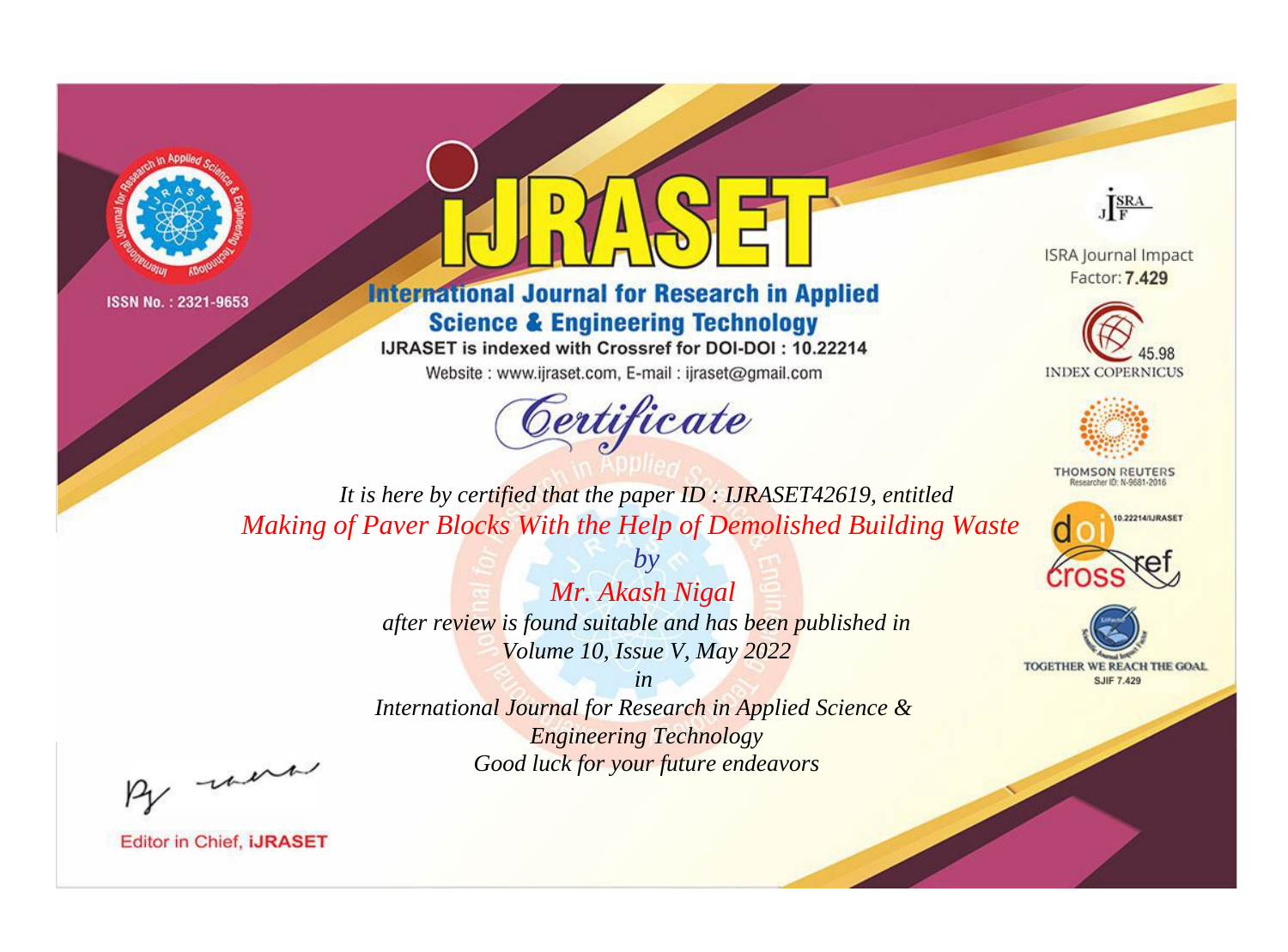ISSN No. : 2321-9653

# iJRASET

## International Journal for Research in Applied Science & Engineering Technology

IJRASET is indexed with Crossref for DOI-DOI : 10.22214

Website : www.ijraset.com, E-mail : ijraset@gmail.com

ISRA Journal Impact Factor: **7.429**

45.98 INDEX COPERNICUS

THOMSON REUTERS Researcher ID: N-9681-2016

10.22214/IJRASET

TOGETHER WE REACH THE GOAL SJIF 7.429

# *Certificate*

*It is here by certified that the paper ID : IJRASET42619, entitled*

*Making of Paver Blocks With the Help of Demolished Building Waste*

*by*

*Mr. Akash Nigal*

*after review is found suitable and has been published in*

*Volume 10, Issue V, May 2022*

*in*

*International Journal for Research in Applied Science & Engineering Technology*

*Good luck for your future endeavors*

Editor in Chief, **iJRASET**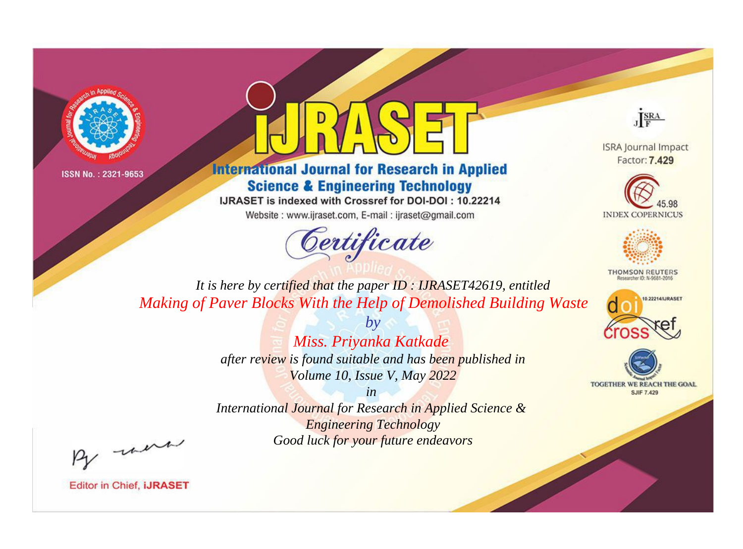ISSN No. : 2321-9653

# International Journal for Research in Applied Science & Engineering Technology

IJRASET is indexed with Crossref for DOI-DOI : 10.22214

Website : www.ijraset.com, E-mail : ijraset@gmail.com

## Certificate

*It is here by certified that the paper ID : IJRASET42619, entitled*

*Making of Paver Blocks With the Help of Demolished Building Waste*

*by*

*Miss. Priyanka Katkade*

*after review is found suitable and has been published in*

*Volume 10, Issue V, May 2022*

*in*

*International Journal for Research in Applied Science & Engineering Technology*

*Good luck for your future endeavors*

ISRA Journal Impact Factor: **7.429**

45.98 INDEX COPERNICUS

THOMSON REUTERS Researcher ID: N-9681-2016

10.22214/IJRASET

TOGETHER WE REACH THE GOAL SJIF 7.429

Editor in Chief, **iJRASET**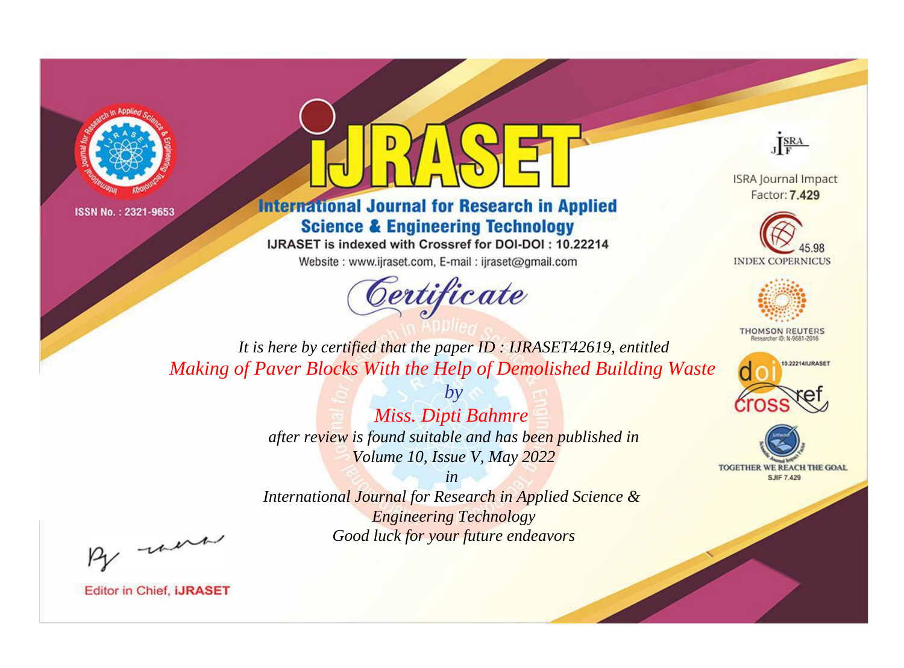ISSN No. : 2321-9653

# iJRASET

## International Journal for Research in Applied Science & Engineering Technology

IJRASET is indexed with Crossref for DOI-DOI : 10.22214

Website : www.ijraset.com, E-mail : ijraset@gmail.com

ISRA Journal Impact Factor: **7.429**

45.98 INDEX COPERNICUS

THOMSON REUTERS Researcher ID: N-9681-2016

10.22214/IJRASET

TOGETHER WE REACH THE GOAL SJIF 7.429

# *Certificate*

*It is here by certified that the paper ID : IJRASET42619, entitled*

*Making of Paver Blocks With the Help of Demolished Building Waste*

*by*

*Miss. Dipti Bahmre*

*after review is found suitable and has been published in*

*Volume 10, Issue V, May 2022*

*in*

*International Journal for Research in Applied Science & Engineering Technology*

*Good luck for your future endeavors*

Editor in Chief, **iJRASET**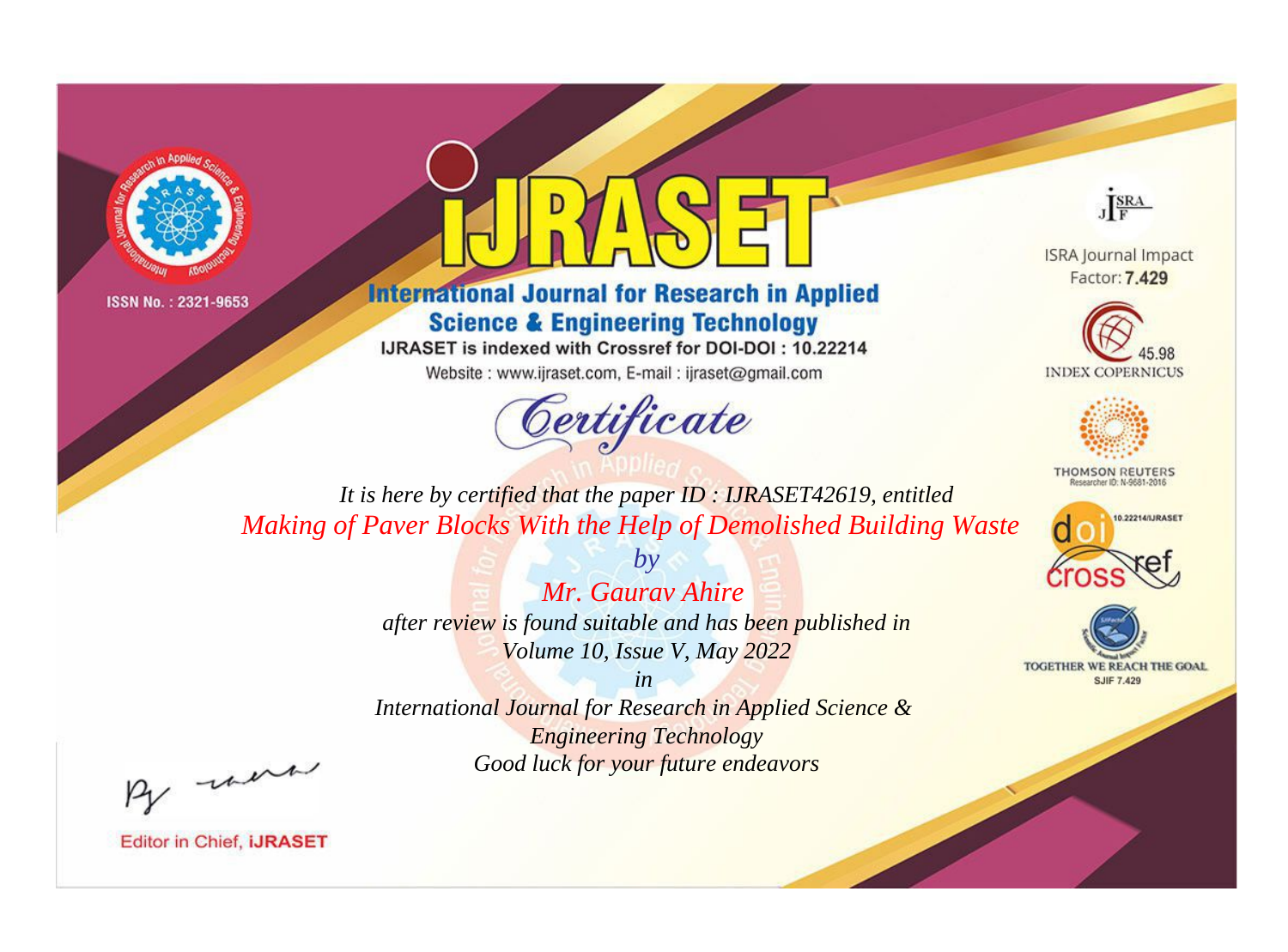ISSN No. : 2321-9653

# IJRASET

## International Journal for Research in Applied Science & Engineering Technology

IJRASET is indexed with Crossref for DOI-DOI : 10.22214

Website : www.ijraset.com, E-mail : ijraset@gmail.com

*Certificate*

*It is here by certified that the paper ID : IJRASET42619, entitled*

*Making of Paver Blocks With the Help of Demolished Building Waste*

*by*

*Mr. Gaurav Ahire*

*after review is found suitable and has been published in*

*Volume 10, Issue V, May 2022*

*in*

*International Journal for Research in Applied Science & Engineering Technology*

*Good luck for your future endeavors*

ISRA Journal Impact Factor: **7.429**

45.98 INDEX COPERNICUS

THOMSON REUTERS Researcher ID: N-9681-2016

10.22214/IJRASET

TOGETHER WE REACH THE GOAL SJIF 7.429

Editor in Chief, **iJRASET**